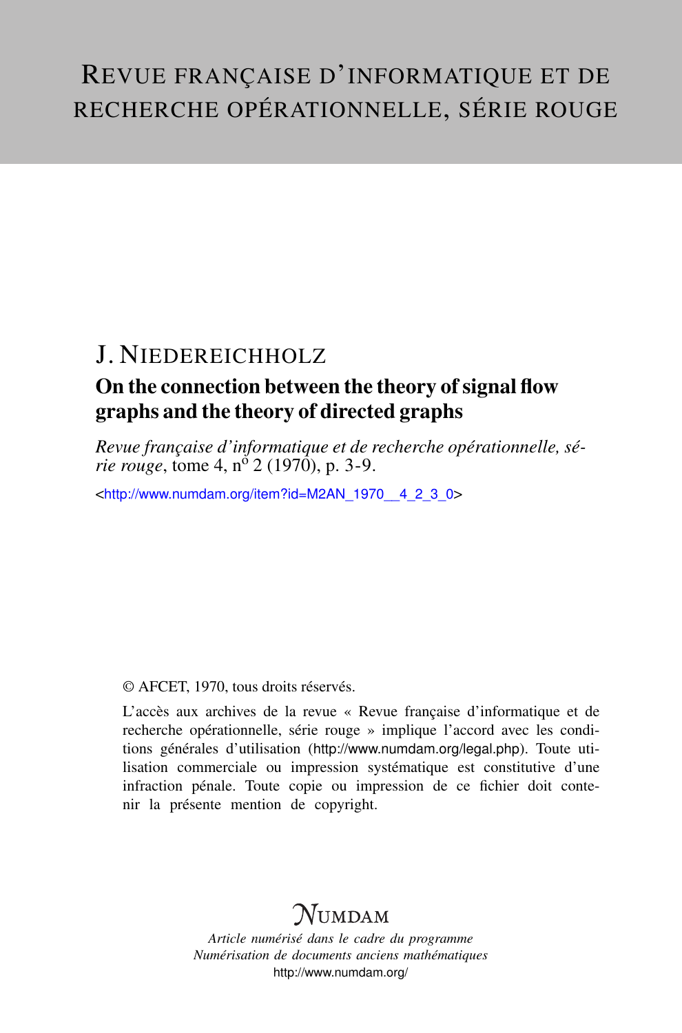# Revue française d'informatique et de recherche opérationnelle, série rouge

## J. Niedereichholz

## On the connection between the theory of signal flow graphs and the theory of directed graphs

*Revue française d'informatique et de recherche opérationnelle, série rouge*, tome 4, n° 2 (1970), p. 3-9.

<http://www.numdam.org/item?id=M2AN_1970__4_2_3_0>

© AFCET, 1970, tous droits réservés.

L'accès aux archives de la revue « Revue française d'informatique et de recherche opérationnelle, série rouge » implique l'accord avec les conditions générales d'utilisation (http://www.numdam.org/legal.php). Toute utilisation commerciale ou impression systématique est constitutive d'une infraction pénale. Toute copie ou impression de ce fichier doit contenir la présente mention de copyright.

NUMDAM

*Article numérisé dans le cadre du programme*
*Numérisation de documents anciens mathématiques*
http://www.numdam.org/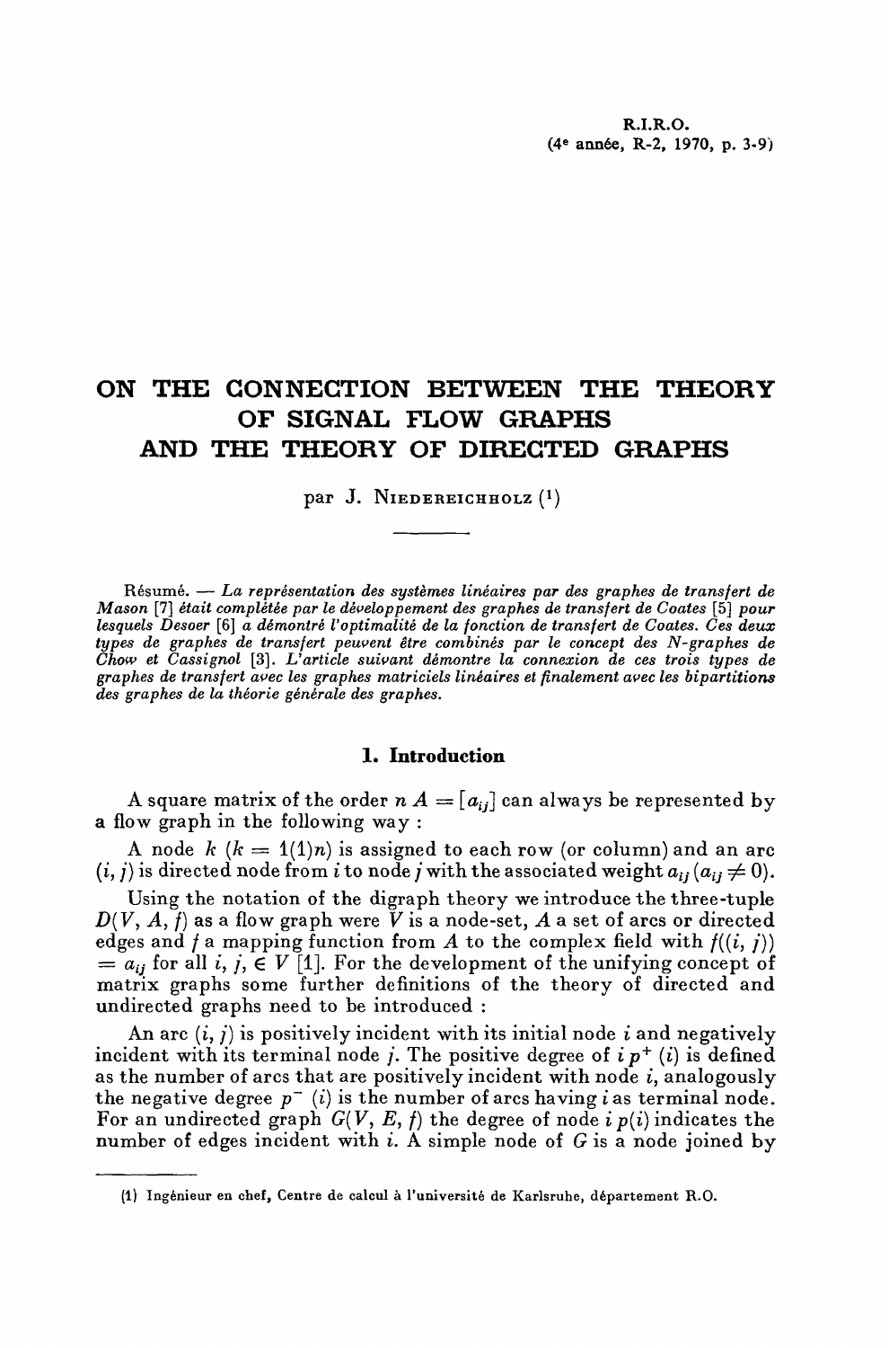# ON THE CONNECTION BETWEEN THE THEORY OF SIGNAL FLOW GRAPHS AND THE THEORY OF DIRECTED GRAPHS

par J. NIEDEREICHHOLZ [1]

Résumé. — *La représentation des systèmes linéaires par des graphes de transfert de Mason* [7] *était complétée par le développement des graphes de transfert de Coates* [5] *pour lesquels Desoer* [6] *a démontré l'optimalité de la fonction de transfert de Coates. Ces deux types de graphes de transfert peuvent être combinés par le concept des N-graphes de Chow et Cassignol* [3]. *L'article suivant démontre la connexion de ces trois types de graphes de transfert avec les graphes matriciels linéaires et finalement avec les bipartitions des graphes de la théorie générale des graphes.*

## 1. Introduction

A square matrix of the order $n$ $A = [a_{ij}]$ can always be represented by a flow graph in the following way :

A node $k$ ($k = 1(1)n$) is assigned to each row (or column) and an arc $(i, j)$ is directed node from $i$ to node $j$ with the associated weight $a_{ij}$ ($a_{ij} \neq 0$).

Using the notation of the digraph theory we introduce the three-tuple $D(V, A, f)$ as a flow graph were $V$ is a node-set, $A$ a set of arcs or directed edges and $f$ a mapping function from $A$ to the complex field with $f((i, j)) = a_{ij}$ for all $i, j, \in V$ [1]. For the development of the unifying concept of matrix graphs some further definitions of the theory of directed and undirected graphs need to be introduced :

An arc $(i, j)$ is positively incident with its initial node $i$ and negatively incident with its terminal node $j$. The positive degree of $i$ $p^+(i)$ is defined as the number of arcs that are positively incident with node $i$, analogously the negative degree $p^-(i)$ is the number of arcs having $i$ as terminal node. For an undirected graph $G(V, E, f)$ the degree of node $i$ $p(i)$ indicates the number of edges incident with $i$. A simple node of $G$ is a node joined by

---

[1] Ingénieur en chef, Centre de calcul à l'université de Karlsruhe, département R.O.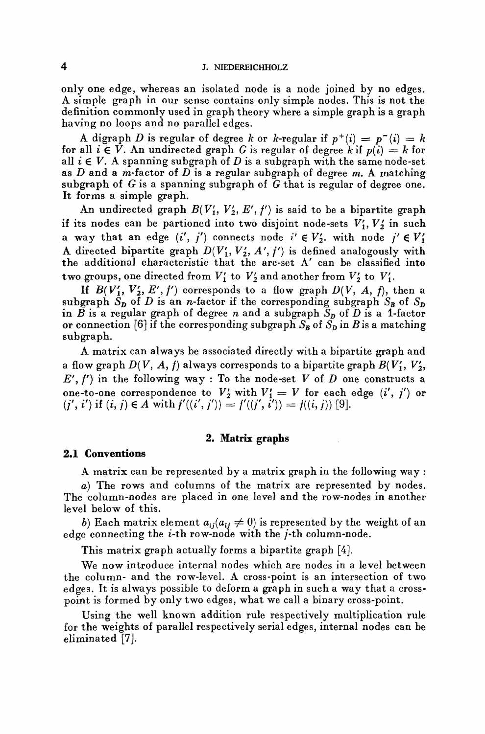only one edge, whereas an isolated node is a node joined by no edges. A simple graph in our sense contains only simple nodes. This is not the definition commonly used in graph theory where a simple graph is a graph having no loops and no parallel edges.

A digraph $D$ is regular of degree $k$ or $k$-regular if $p^+(i) = p^-(i) = k$ for all $i \in V$. An undirected graph $G$ is regular of degree $k$ if $p(i) = k$ for all $i \in V$. A spanning subgraph of $D$ is a subgraph with the same node-set as $D$ and a $m$-factor of $D$ is a regular subgraph of degree $m$. A matching subgraph of $G$ is a spanning subgraph of $G$ that is regular of degree one. It forms a simple graph.

An undirected graph $B(V_1', V_2', E', f')$ is said to be a bipartite graph if its nodes can be partioned into two disjoint node-sets $V_1', V_2'$ in such a way that an edge $(i', j')$ connects node $i' \in V_2'$. with node $j' \in V_1'$ A directed bipartite graph $D(V_1', V_2', A', f')$ is defined analogously with the additional characteristic that the arc-set A' can be classified into two groups, one directed from $V_1'$ to $V_2'$ and another from $V_2'$ to $V_1'$.

If $B(V_1', V_2', E', f')$ corresponds to a flow graph $D(V, A, f)$, then a subgraph $S_D$ of $D$ is an $n$-factor if the corresponding subgraph $S_B$ of $S_D$ in $B$ is a regular graph of degree $n$ and a subgraph $S_D$ of $D$ is a 1-factor or connection [6] if the corresponding subgraph $S_B$ of $S_D$ in $B$ is a matching subgraph.

A matrix can always be associated directly with a bipartite graph and a flow graph $D(V, A, f)$ always corresponds to a bipartite graph $B(V_1', V_2', E', f')$ in the following way : To the node-set $V$ of $D$ one constructs a one-to-one correspondence to $V_2'$ with $V_1' = V$ for each edge $(i', j')$ or $(j', i')$ if $(i, j) \in A$ with $f'((i', j')) = f'((j', i')) = f((i, j))$ [9].

## 2. Matrix graphs

### 2.1 Conventions

A matrix can be represented by a matrix graph in the following way :

*a*) The rows and columns of the matrix are represented by nodes. The column-nodes are placed in one level and the row-nodes in another level below of this.

*b*) Each matrix element $a_{ij} (a_{ij} \neq 0)$ is represented by the weight of an edge connecting the $i$-th row-node with the $j$-th column-node.

This matrix graph actually forms a bipartite graph [4].

We now introduce internal nodes which are nodes in a level between the column- and the row-level. A cross-point is an intersection of two edges. It is always possible to deform a graph in such a way that a cross-point is formed by only two edges, what we call a binary cross-point.

Using the well known addition rule respectively multiplication rule for the weights of parallel respectively serial edges, internal nodes can be eliminated [7].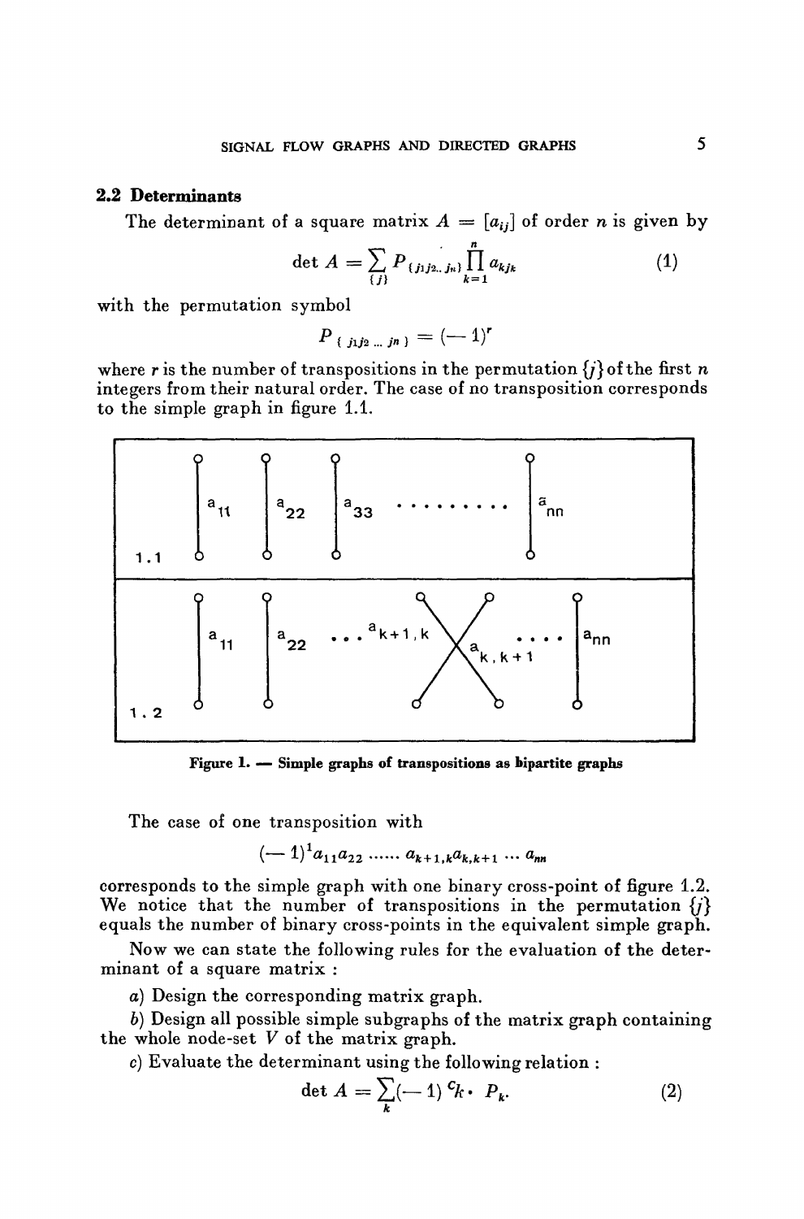## 2.2 Determinants

The determinant of a square matrix $A = [a_{ij}]$ of order $n$ is given by

$$\det A = \sum_{\{j\}} P_{\{j_1 j_2 .. j_n\}} \prod_{k=1}^{n} a_{kj_k} \tag{1}$$

with the permutation symbol

$$P_{\{j_1 j_2 ... j_n\}} = (-1)^r$$

where $r$ is the number of transpositions in the permutation $\{j\}$ of the first $n$ integers from their natural order. The case of no transposition corresponds to the simple graph in figure 1.1.

**Figure 1. — Simple graphs of transpositions as bipartite graphs**

The case of one transposition with

$$(-1)^1 a_{11} a_{22} \;......\; a_{k+1,k} a_{k,k+1} \cdots a_{nn}$$

corresponds to the simple graph with one binary cross-point of figure 1.2. We notice that the number of transpositions in the permutation $\{j\}$ equals the number of binary cross-points in the equivalent simple graph.

Now we can state the following rules for the evaluation of the determinant of a square matrix :

*a)* Design the corresponding matrix graph.

*b)* Design all possible simple subgraphs of the matrix graph containing the whole node-set $V$ of the matrix graph.

*c)* Evaluate the determinant using the following relation :

$$\det A = \sum_k (-1)^{c_k} \cdot P_k. \tag{2}$$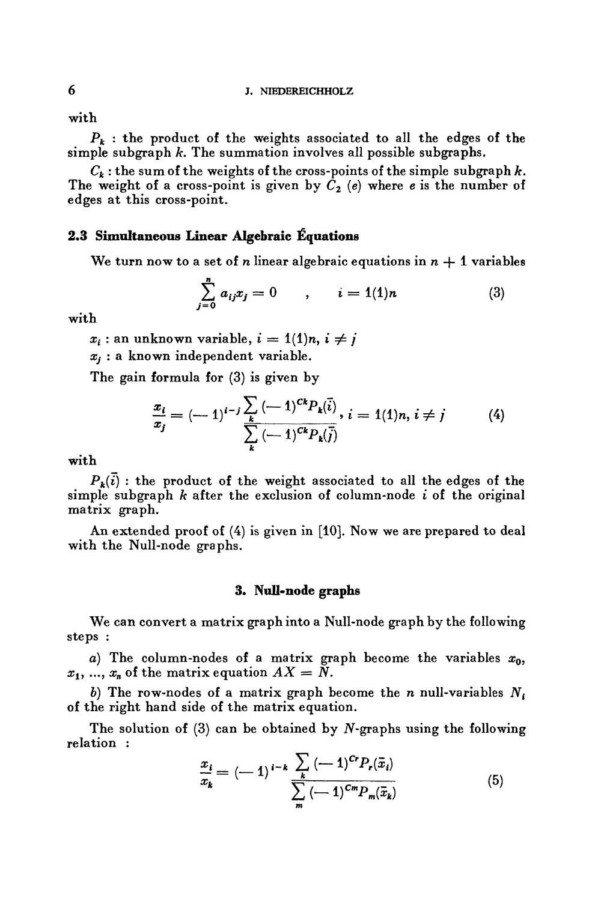with

$P_k$ : the product of the weights associated to all the edges of the simple subgraph $k$. The summation involves all possible subgraphs.

$C_k$ : the sum of the weights of the cross-points of the simple subgraph $k$. The weight of a cross-point is given by $C_2\ (e)$ where $e$ is the number of edges at this cross-point.

### 2.3 Simultaneous Linear Algebraic Équations

We turn now to a set of $n$ linear algebraic equations in $n + 1$ variables

$$\sum_{j=0}^{n} a_{ij}x_j = 0 \quad , \quad i = 1(1)n \tag{3}$$

with

$x_i$ : an unknown variable, $i = 1(1)n$, $i \neq j$

$x_j$ : a known independent variable.

The gain formula for (3) is given by

$$\frac{x_i}{x_j} = (-1)^{i-j} \frac{\sum_k (-1)^{C_k} P_k(\bar{i})}{\sum_k (-1)^{C_k} P_k(\bar{j})}, \; i = 1(1)n, \, i \neq j \tag{4}$$

with

$P_k(\bar{i})$ : the product of the weight associated to all the edges of the simple subgraph $k$ after the exclusion of column-node $i$ of the original matrix graph.

An extended proof of (4) is given in [10]. Now we are prepared to deal with the Null-node graphs.

## 3. Null-node graphs

We can convert a matrix graph into a Null-node graph by the following steps :

*a*) The column-nodes of a matrix graph become the variables $x_0$, $x_1$, ..., $x_n$ of the matrix equation $AX = N$.

*b*) The row-nodes of a matrix graph become the $n$ null-variables $N_i$ of the right hand side of the matrix equation.

The solution of (3) can be obtained by $N$-graphs using the following relation :

$$\frac{x_i}{x_k} = (-1)^{i-k} \frac{\sum_k (-1)^{C_r} P_r(\bar{x}_i)}{\sum_m (-1)^{C_m} P_m(\bar{x}_k)} \tag{5}$$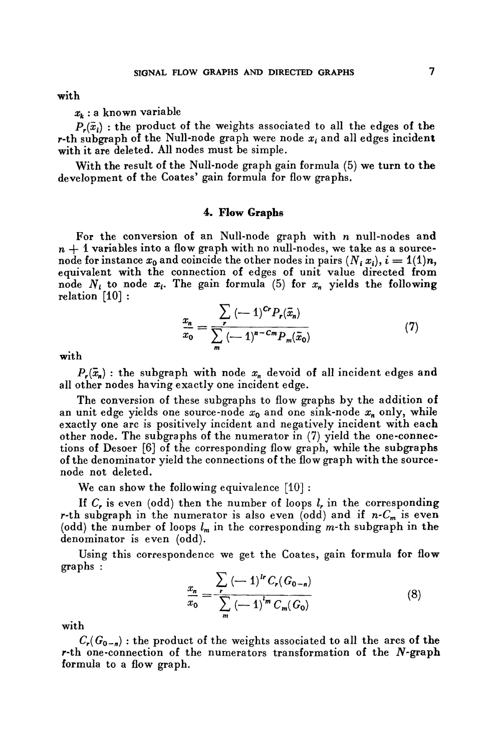with

$x_k$ : a known variable

$P_r(\bar{x}_i)$ : the product of the weights associated to all the edges of the $r$-th subgraph of the Null-node graph were node $x_i$ and all edges incident with it are deleted. All nodes must be simple.

With the result of the Null-node graph gain formula (5) we turn to the development of the Coates' gain formula for flow graphs.

## 4. Flow Graphs

For the conversion of an Null-node graph with $n$ null-nodes and $n + 1$ variables into a flow graph with no null-nodes, we take as a source-node for instance $x_0$ and coincide the other nodes in pairs $(N_i\, x_i)$, $i = 1(1)n$, equivalent with the connection of edges of unit value directed from node $N_i$ to node $x_i$. The gain formula (5) for $x_n$ yields the following relation [10] :

$$\frac{x_n}{x_0} = \frac{\sum_r (-1)^{Cr} P_r(\bar{x}_n)}{\sum_m (-1)^{n-Cm} P_m(\bar{x}_0)} \tag{7}$$

with

$P_r(\bar{x}_n)$ : the subgraph with node $x_n$ devoid of all incident edges and all other nodes having exactly one incident edge.

The conversion of these subgraphs to flow graphs by the addition of an unit edge yields one source-node $x_0$ and one sink-node $x_n$ only, while exactly one arc is positively incident and negatively incident with each other node. The subgraphs of the numerator in (7) yield the one-connections of Desoer [6] of the corresponding flow graph, while the subgraphs of the denominator yield the connections of the flow graph with the source-node not deleted.

We can show the following equivalence [10] :

If $C_r$ is even (odd) then the number of loops $l_r$ in the corresponding $r$-th subgraph in the numerator is also even (odd) and if $n$-$C_m$ is even (odd) the number of loops $l_m$ in the corresponding $m$-th subgraph in the denominator is even (odd).

Using this correspondence we get the Coates, gain formula for flow graphs :

$$\frac{x_n}{x_0} = \frac{\sum_r (-1)^{l_r} C_r(G_{0-n})}{\sum_m (-1)^{l_m} C_m(G_0)} \tag{8}$$

with

$C_r(G_{0-n})$ : the product of the weights associated to all the arcs of the $r$-th one-connection of the numerators transformation of the $N$-graph formula to a flow graph.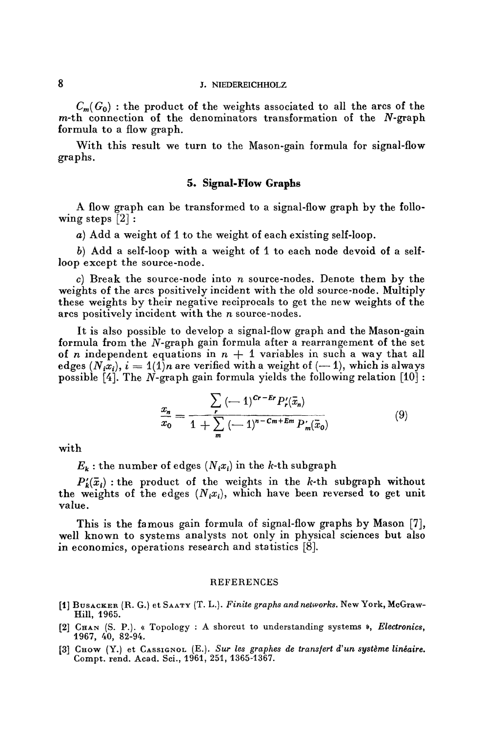$C_m(G_0)$ : the product of the weights associated to all the arcs of the $m$-th connection of the denominators transformation of the $N$-graph formula to a flow graph.

With this result we turn to the Mason-gain formula for signal-flow graphs.

## 5. Signal-Flow Graphs

A flow graph can be transformed to a signal-flow graph by the following steps [2] :

*a*) Add a weight of 1 to the weight of each existing self-loop.

*b*) Add a self-loop with a weight of 1 to each node devoid of a self-loop except the source-node.

*c*) Break the source-node into $n$ source-nodes. Denote them by the weights of the arcs positively incident with the old source-node. Multiply these weights by their negative reciprocals to get the new weights of the arcs positively incident with the $n$ source-nodes.

It is also possible to develop a signal-flow graph and the Mason-gain formula from the $N$-graph gain formula after a rearrangement of the set of $n$ independent equations in $n + 1$ variables in such a way that all edges $(N_i x_i)$, $i = 1(1)n$ are verified with a weight of $(-1)$, which is always possible [4]. The $N$-graph gain formula yields the following relation [10] :

$$\frac{x_n}{x_0} = \frac{\sum_r (-1)^{Cr - Er} P'_r(\bar{x}_n)}{1 + \sum_m (-1)^{n - Cm + Em} P'_m(\bar{x}_0)} \tag{9}$$

with

$E_k$ : the number of edges $(N_i x_i)$ in the $k$-th subgraph

$P'_k(\bar{x}_i)$ : the product of the weights in the $k$-th subgraph without the weights of the edges $(N_i x_i)$, which have been reversed to get unit value.

This is the famous gain formula of signal-flow graphs by Mason [7], well known to systems analysts not only in physical sciences but also in economics, operations research and statistics [8].

## REFERENCES

[1] Busacker (R. G.) et Saaty (T. L.). *Finite graphs and networks.* New York, McGraw-Hill, 1965.

[2] Chan (S. P.). « Topology : A shorcut to understanding systems », *Electronics*, 1967, 40, 82-94.

[3] Chow (Y.) et Cassignol (E.). *Sur les graphes de transfert d'un système linéaire.* Compt. rend. Acad. Sci., 1961, 251, 1365-1367.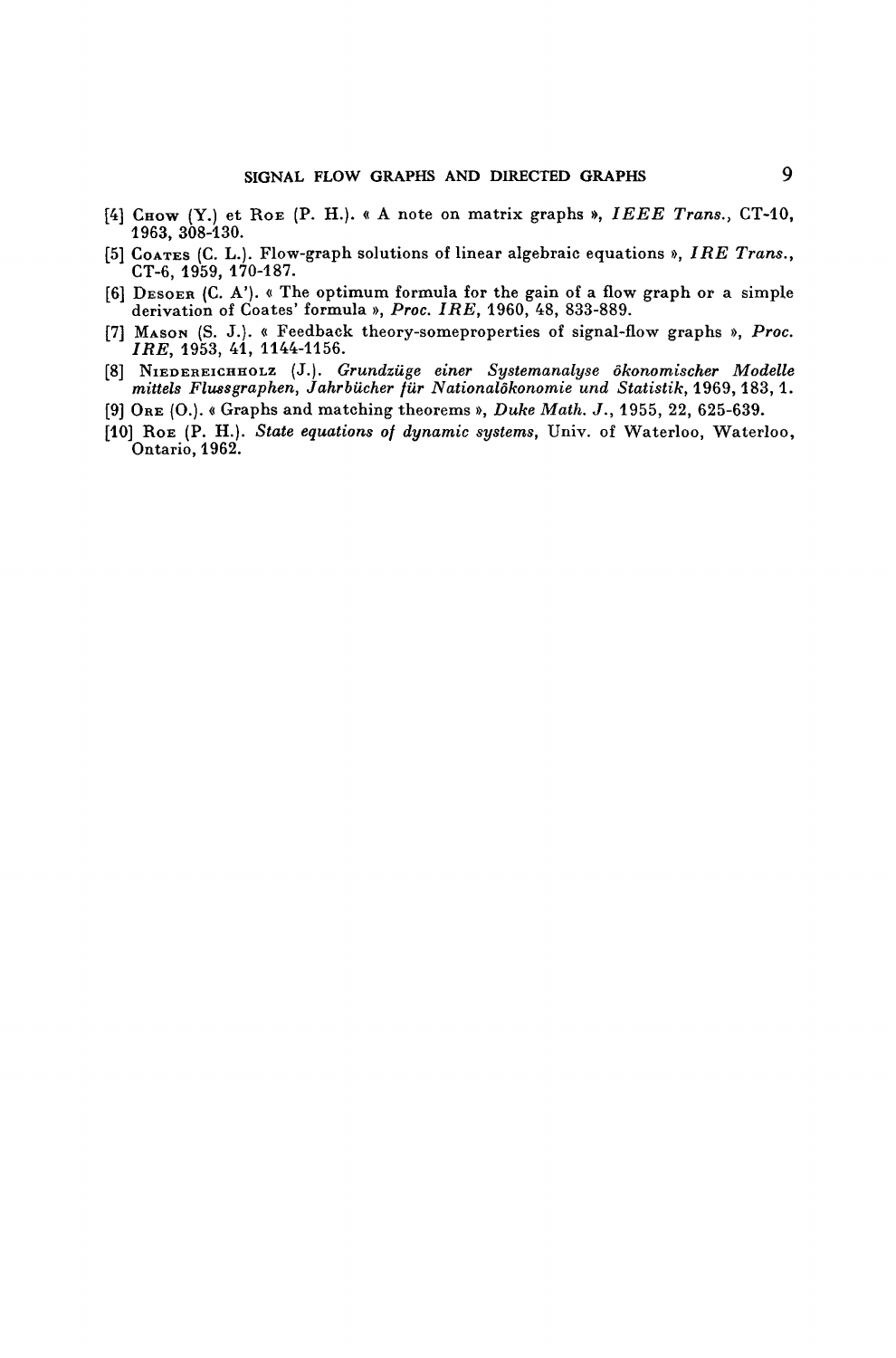[4] Chow (Y.) et Roe (P. H.). « A note on matrix graphs », *IEEE Trans.*, CT-10, 1963, 308-130.

[5] Coates (C. L.). Flow-graph solutions of linear algebraic equations », *IRE Trans.*, CT-6, 1959, 170-187.

[6] Desoer (C. A'). « The optimum formula for the gain of a flow graph or a simple derivation of Coates' formula », *Proc. IRE*, 1960, 48, 833-889.

[7] Mason (S. J.). « Feedback theory-someproperties of signal-flow graphs », *Proc. IRE*, 1953, 41, 1144-1156.

[8] Niedereichholz (J.). *Grundzüge einer Systemanalyse ökonomischer Modelle mittels Flussgraphen, Jahrbücher für Nationalökonomie und Statistik*, 1969, 183, 1.

[9] Ore (O.). « Graphs and matching theorems », *Duke Math. J.*, 1955, 22, 625-639.

[10] Roe (P. H.). *State equations of dynamic systems*, Univ. of Waterloo, Waterloo, Ontario, 1962.